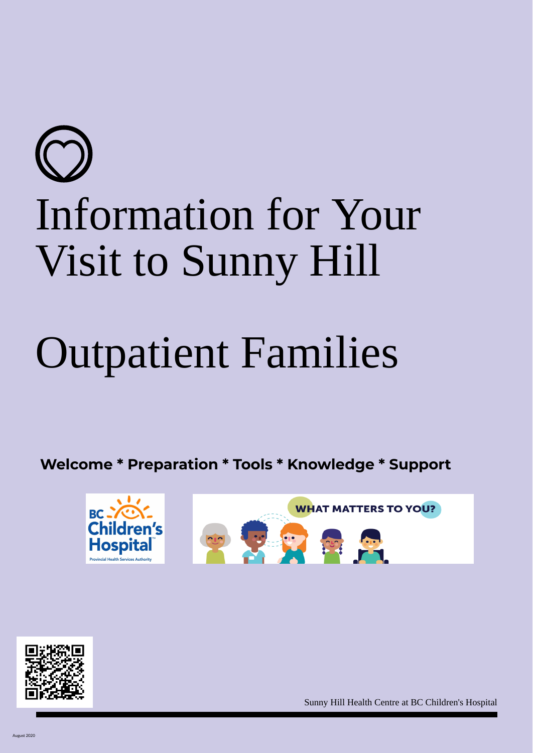# Information for Your Visit to Sunny Hill

# Outpatient Families

**Welcome * Preparation * Tools * Knowledge * Support**

Sunny Hill Health Centre at BC Children's Hospital

August 2020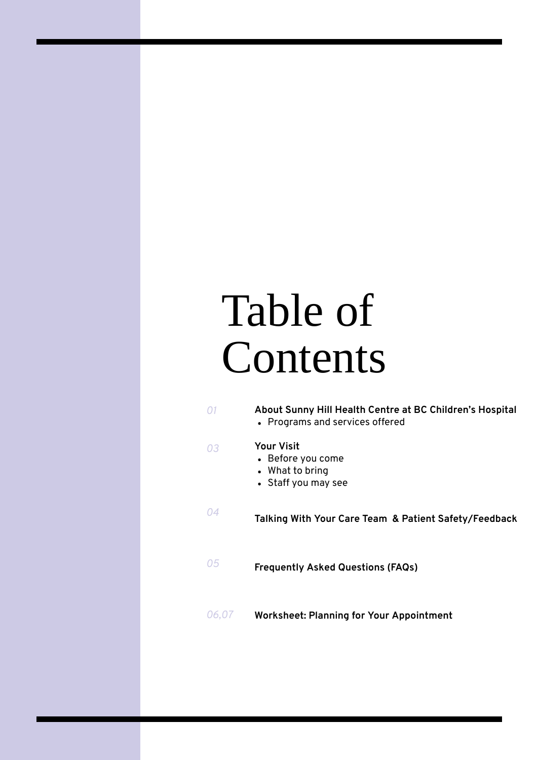# Table of Contents

*01* **About Sunny Hill Health Centre at BC Children's Hospital**
- Programs and services offered

*03* **Your Visit**
- Before you come
- What to bring
- Staff you may see

*04* **Talking With Your Care Team & Patient Safety/Feedback**

*05* **Frequently Asked Questions (FAQs)**

*06,07* **Worksheet: Planning for Your Appointment**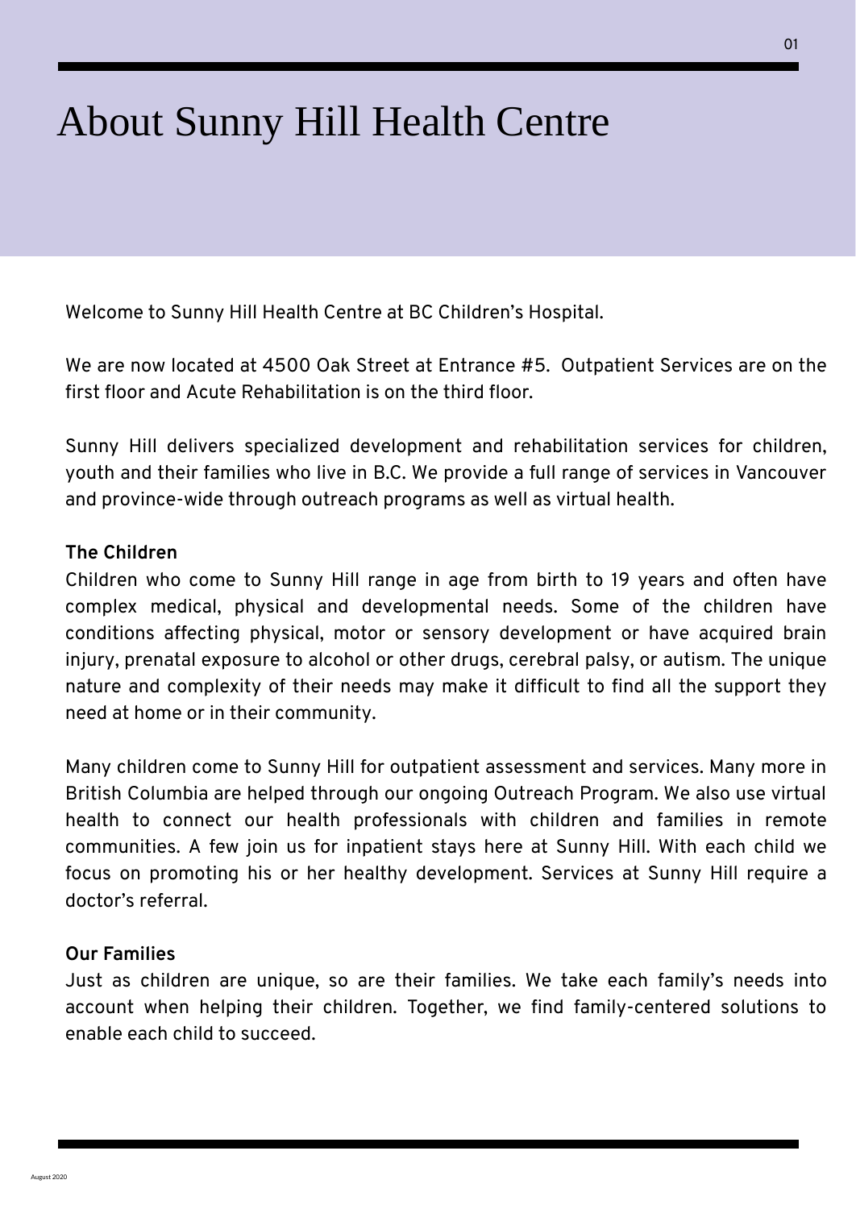# About Sunny Hill Health Centre

Welcome to Sunny Hill Health Centre at BC Children's Hospital.

We are now located at 4500 Oak Street at Entrance #5. Outpatient Services are on the first floor and Acute Rehabilitation is on the third floor.

Sunny Hill delivers specialized development and rehabilitation services for children, youth and their families who live in B.C. We provide a full range of services in Vancouver and province-wide through outreach programs as well as virtual health.

**The Children**

Children who come to Sunny Hill range in age from birth to 19 years and often have complex medical, physical and developmental needs. Some of the children have conditions affecting physical, motor or sensory development or have acquired brain injury, prenatal exposure to alcohol or other drugs, cerebral palsy, or autism. The unique nature and complexity of their needs may make it difficult to find all the support they need at home or in their community.

Many children come to Sunny Hill for outpatient assessment and services. Many more in British Columbia are helped through our ongoing Outreach Program. We also use virtual health to connect our health professionals with children and families in remote communities. A few join us for inpatient stays here at Sunny Hill. With each child we focus on promoting his or her healthy development. Services at Sunny Hill require a doctor's referral.

**Our Families**

Just as children are unique, so are their families. We take each family's needs into account when helping their children. Together, we find family-centered solutions to enable each child to succeed.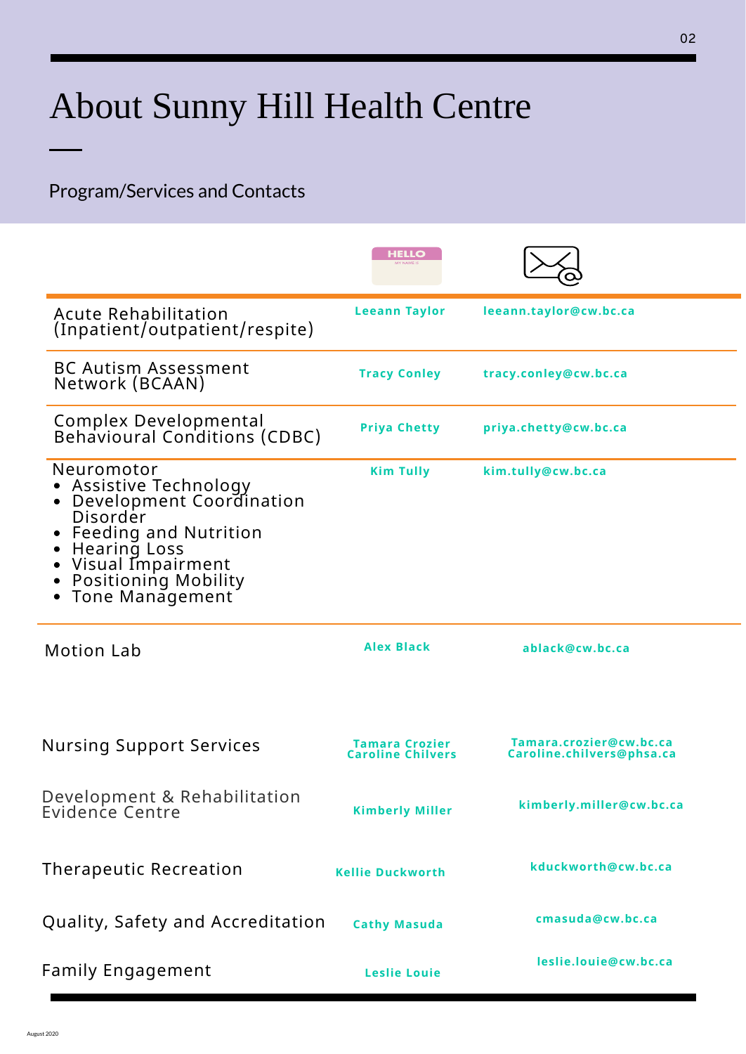# About Sunny Hill Health Centre

Program/Services and Contacts

| Program/Service | Contact | Email |
| --- | --- | --- |
| Acute Rehabilitation (Inpatient/outpatient/respite) | Leeann Taylor | leeann.taylor@cw.bc.ca |
| BC Autism Assessment Network (BCAAN) | Tracy Conley | tracy.conley@cw.bc.ca |
| Complex Developmental Behavioural Conditions (CDBC) | Priya Chetty | priya.chetty@cw.bc.ca |
| Neuromotor<br>• Assistive Technology<br>• Development Coordination Disorder<br>• Feeding and Nutrition<br>• Hearing Loss<br>• Visual Impairment<br>• Positioning Mobility<br>• Tone Management | Kim Tully | kim.tully@cw.bc.ca |
| Motion Lab | Alex Black | ablack@cw.bc.ca |
| Nursing Support Services | Tamara Crozier<br>Caroline Chilvers | Tamara.crozier@cw.bc.ca<br>Caroline.chilvers@phsa.ca |
| Development & Rehabilitation Evidence Centre | Kimberly Miller | kimberly.miller@cw.bc.ca |
| Therapeutic Recreation | Kellie Duckworth | kduckworth@cw.bc.ca |
| Quality, Safety and Accreditation | Cathy Masuda | cmasuda@cw.bc.ca |
| Family Engagement | Leslie Louie | leslie.louie@cw.bc.ca |

August 2020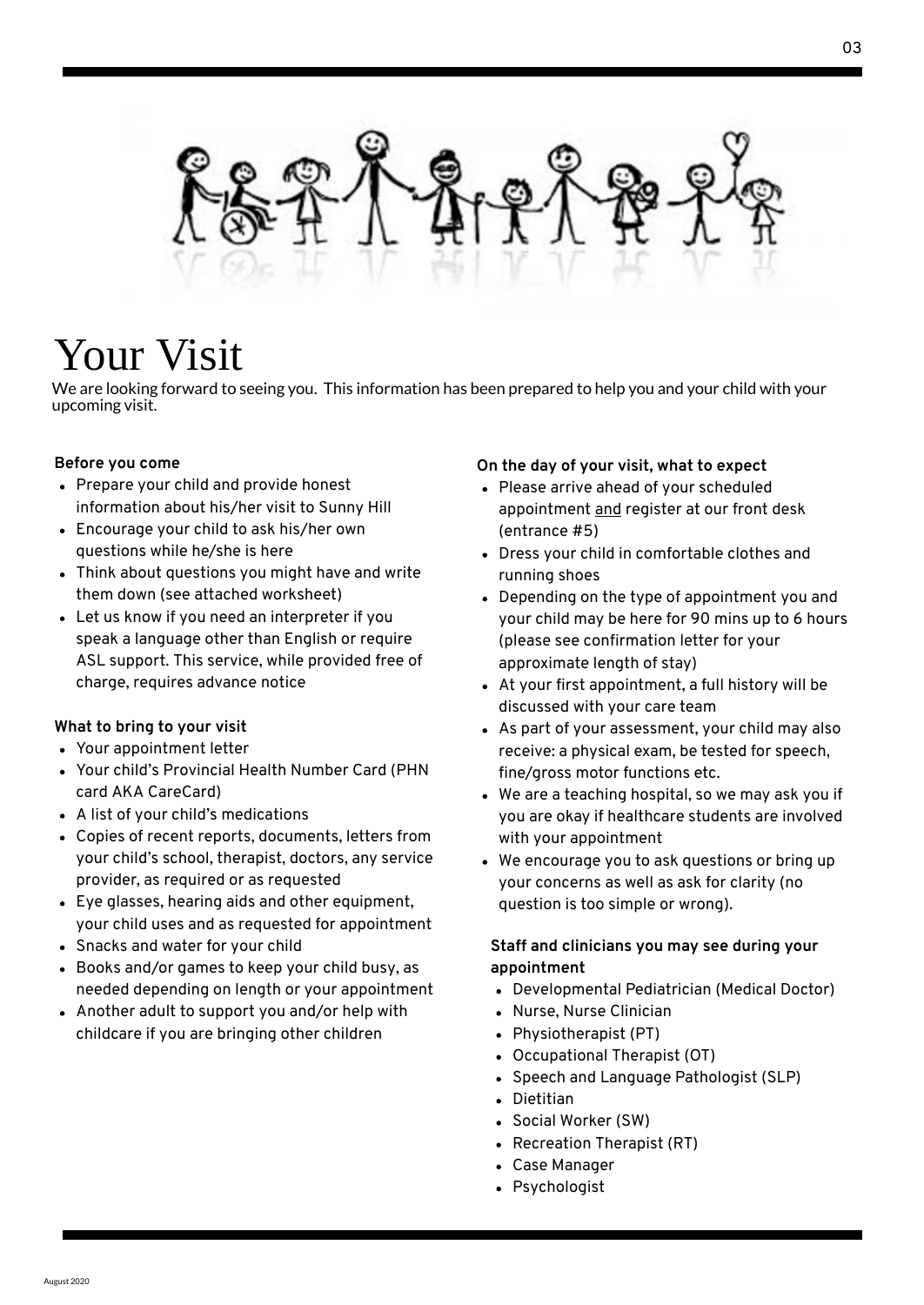# Your Visit

We are looking forward to seeing you. This information has been prepared to help you and your child with your upcoming visit.

**Before you come**

- Prepare your child and provide honest information about his/her visit to Sunny Hill
- Encourage your child to ask his/her own questions while he/she is here
- Think about questions you might have and write them down (see attached worksheet)
- Let us know if you need an interpreter if you speak a language other than English or require ASL support. This service, while provided free of charge, requires advance notice

**What to bring to your visit**

- Your appointment letter
- Your child's Provincial Health Number Card (PHN card AKA CareCard)
- A list of your child's medications
- Copies of recent reports, documents, letters from your child's school, therapist, doctors, any service provider, as required or as requested
- Eye glasses, hearing aids and other equipment, your child uses and as requested for appointment
- Snacks and water for your child
- Books and/or games to keep your child busy, as needed depending on length or your appointment
- Another adult to support you and/or help with childcare if you are bringing other children

**On the day of your visit, what to expect**

- Please arrive ahead of your scheduled appointment <u>and</u> register at our front desk (entrance #5)
- Dress your child in comfortable clothes and running shoes
- Depending on the type of appointment you and your child may be here for 90 mins up to 6 hours (please see confirmation letter for your approximate length of stay)
- At your first appointment, a full history will be discussed with your care team
- As part of your assessment, your child may also receive: a physical exam, be tested for speech, fine/gross motor functions etc.
- We are a teaching hospital, so we may ask you if you are okay if healthcare students are involved with your appointment
- We encourage you to ask questions or bring up your concerns as well as ask for clarity (no question is too simple or wrong).

**Staff and clinicians you may see during your appointment**

- Developmental Pediatrician (Medical Doctor)
- Nurse, Nurse Clinician
- Physiotherapist (PT)
- Occupational Therapist (OT)
- Speech and Language Pathologist (SLP)
- Dietitian
- Social Worker (SW)
- Recreation Therapist (RT)
- Case Manager
- Psychologist

August 2020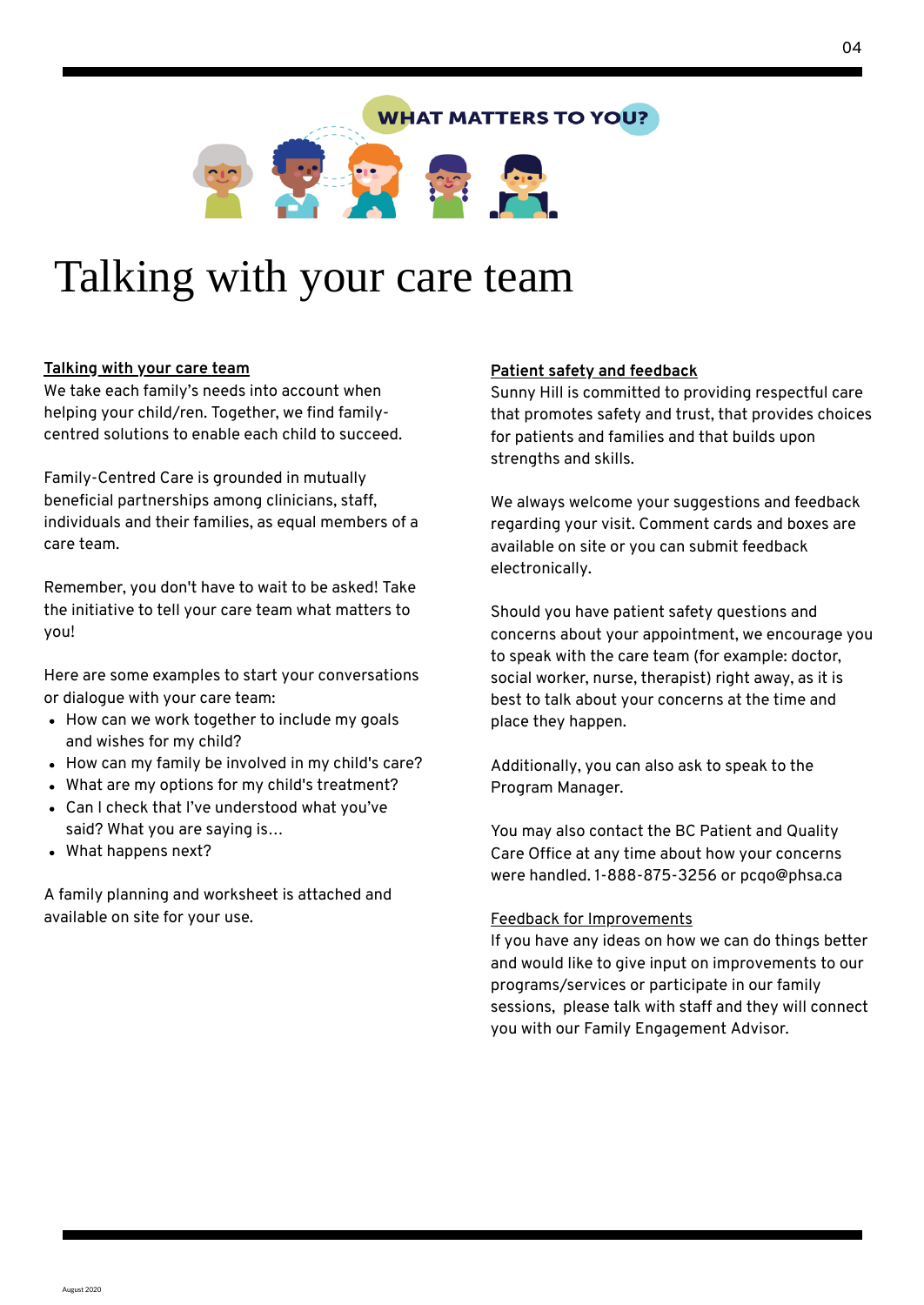WHAT MATTERS TO YOU?

# Talking with your care team

**Talking with your care team**

We take each family's needs into account when helping your child/ren. Together, we find family-centred solutions to enable each child to succeed.

Family-Centred Care is grounded in mutually beneficial partnerships among clinicians, staff, individuals and their families, as equal members of a care team.

Remember, you don't have to wait to be asked! Take the initiative to tell your care team what matters to you!

Here are some examples to start your conversations or dialogue with your care team:

- How can we work together to include my goals and wishes for my child?
- How can my family be involved in my child's care?
- What are my options for my child's treatment?
- Can I check that I've understood what you've said? What you are saying is…
- What happens next?

A family planning and worksheet is attached and available on site for your use.

**Patient safety and feedback**

Sunny Hill is committed to providing respectful care that promotes safety and trust, that provides choices for patients and families and that builds upon strengths and skills.

We always welcome your suggestions and feedback regarding your visit. Comment cards and boxes are available on site or you can submit feedback electronically.

Should you have patient safety questions and concerns about your appointment, we encourage you to speak with the care team (for example: doctor, social worker, nurse, therapist) right away, as it is best to talk about your concerns at the time and place they happen.

Additionally, you can also ask to speak to the Program Manager.

You may also contact the BC Patient and Quality Care Office at any time about how your concerns were handled. 1-888-875-3256 or pcqo@phsa.ca

Feedback for Improvements

If you have any ideas on how we can do things better and would like to give input on improvements to our programs/services or participate in our family sessions, please talk with staff and they will connect you with our Family Engagement Advisor.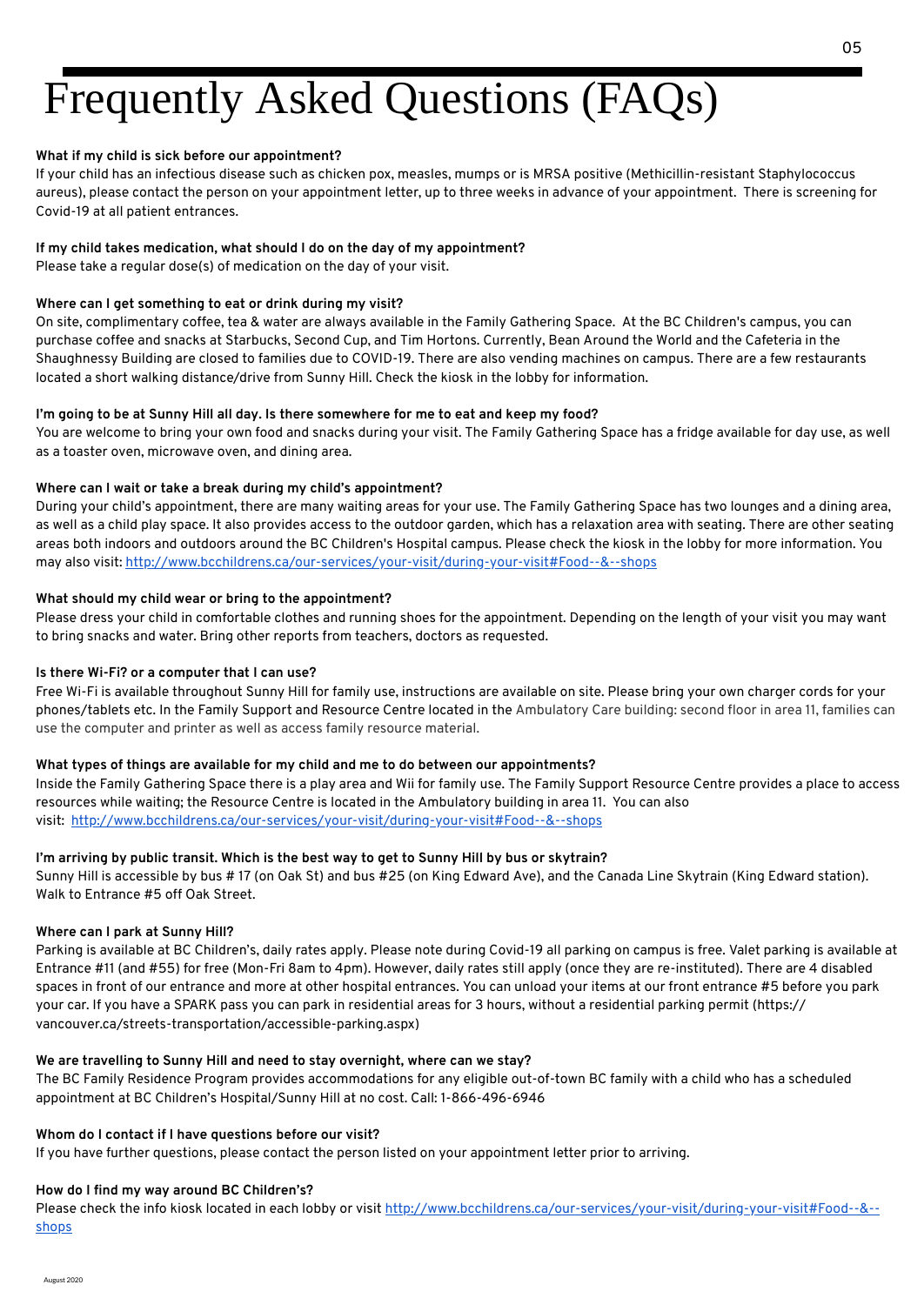# Frequently Asked Questions (FAQs)

**What if my child is sick before our appointment?**

If your child has an infectious disease such as chicken pox, measles, mumps or is MRSA positive (Methicillin-resistant Staphylococcus aureus), please contact the person on your appointment letter, up to three weeks in advance of your appointment. There is screening for Covid-19 at all patient entrances.

**If my child takes medication, what should I do on the day of my appointment?**

Please take a regular dose(s) of medication on the day of your visit.

**Where can I get something to eat or drink during my visit?**

On site, complimentary coffee, tea & water are always available in the Family Gathering Space. At the BC Children's campus, you can purchase coffee and snacks at Starbucks, Second Cup, and Tim Hortons. Currently, Bean Around the World and the Cafeteria in the Shaughnessy Building are closed to families due to COVID-19. There are also vending machines on campus. There are a few restaurants located a short walking distance/drive from Sunny Hill. Check the kiosk in the lobby for information.

**I'm going to be at Sunny Hill all day. Is there somewhere for me to eat and keep my food?**

You are welcome to bring your own food and snacks during your visit. The Family Gathering Space has a fridge available for day use, as well as a toaster oven, microwave oven, and dining area.

**Where can I wait or take a break during my child's appointment?**

During your child's appointment, there are many waiting areas for your use. The Family Gathering Space has two lounges and a dining area, as well as a child play space. It also provides access to the outdoor garden, which has a relaxation area with seating. There are other seating areas both indoors and outdoors around the BC Children's Hospital campus. Please check the kiosk in the lobby for more information. You may also visit: http://www.bcchildrens.ca/our-services/your-visit/during-your-visit#Food--&--shops

**What should my child wear or bring to the appointment?**

Please dress your child in comfortable clothes and running shoes for the appointment. Depending on the length of your visit you may want to bring snacks and water. Bring other reports from teachers, doctors as requested.

**Is there Wi-Fi? or a computer that I can use?**

Free Wi-Fi is available throughout Sunny Hill for family use, instructions are available on site. Please bring your own charger cords for your phones/tablets etc. In the Family Support and Resource Centre located in the Ambulatory Care building: second floor in area 11, families can use the computer and printer as well as access family resource material.

**What types of things are available for my child and me to do between our appointments?**

Inside the Family Gathering Space there is a play area and Wii for family use. The Family Support Resource Centre provides a place to access resources while waiting; the Resource Centre is located in the Ambulatory building in area 11. You can also visit: http://www.bcchildrens.ca/our-services/your-visit/during-your-visit#Food--&--shops

**I'm arriving by public transit. Which is the best way to get to Sunny Hill by bus or skytrain?**

Sunny Hill is accessible by bus # 17 (on Oak St) and bus #25 (on King Edward Ave), and the Canada Line Skytrain (King Edward station). Walk to Entrance #5 off Oak Street.

**Where can I park at Sunny Hill?**

Parking is available at BC Children's, daily rates apply. Please note during Covid-19 all parking on campus is free. Valet parking is available at Entrance #11 (and #55) for free (Mon-Fri 8am to 4pm). However, daily rates still apply (once they are re-instituted). There are 4 disabled spaces in front of our entrance and more at other hospital entrances. You can unload your items at our front entrance #5 before you park your car. If you have a SPARK pass you can park in residential areas for 3 hours, without a residential parking permit (https://vancouver.ca/streets-transportation/accessible-parking.aspx)

**We are travelling to Sunny Hill and need to stay overnight, where can we stay?**

The BC Family Residence Program provides accommodations for any eligible out-of-town BC family with a child who has a scheduled appointment at BC Children's Hospital/Sunny Hill at no cost. Call: 1-866-496-6946

**Whom do I contact if I have questions before our visit?**

If you have further questions, please contact the person listed on your appointment letter prior to arriving.

**How do I find my way around BC Children's?**

Please check the info kiosk located in each lobby or visit http://www.bcchildrens.ca/our-services/your-visit/during-your-visit#Food--&--shops

August 2020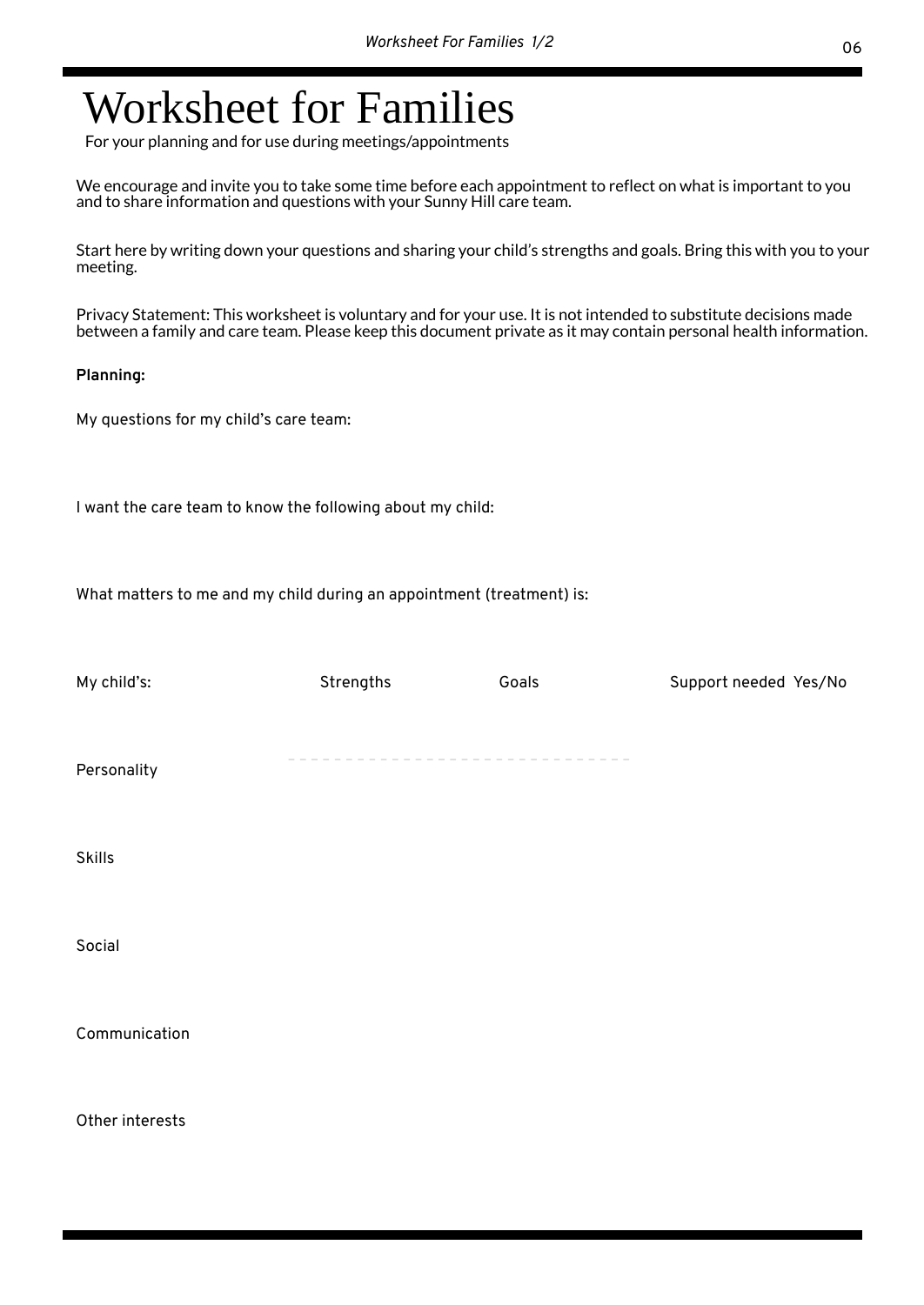# Worksheet for Families

For your planning and for use during meetings/appointments

We encourage and invite you to take some time before each appointment to reflect on what is important to you and to share information and questions with your Sunny Hill care team.

Start here by writing down your questions and sharing your child's strengths and goals. Bring this with you to your meeting.

Privacy Statement: This worksheet is voluntary and for your use. It is not intended to substitute decisions made between a family and care team. Please keep this document private as it may contain personal health information.

**Planning:**

My questions for my child's care team:

I want the care team to know the following about my child:

What matters to me and my child during an appointment (treatment) is:

| My child's: | Strengths | Goals | Support needed Yes/No |
|---|---|---|---|
| Personality | | | |
| Skills | | | |
| Social | | | |
| Communication | | | |
| Other interests | | | |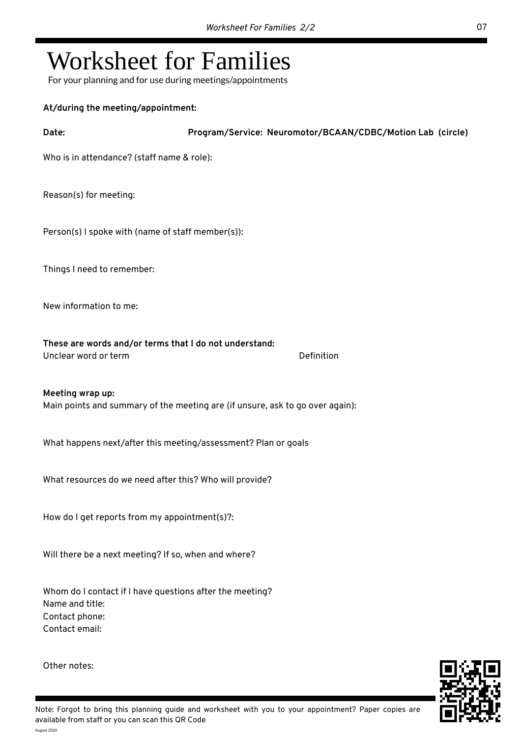# Worksheet for Families

For your planning and for use during meetings/appointments

**At/during the meeting/appointment:**

**Date:** **Program/Service: Neuromotor/BCAAN/CDBC/Motion Lab (circle)**

Who is in attendance? (staff name & role):

Reason(s) for meeting:

Person(s) I spoke with (name of staff member(s)):

Things I need to remember:

New information to me:

**These are words and/or terms that I do not understand:**

| Unclear word or term | Definition |
|---|---|
| | |

**Meeting wrap up:**

Main points and summary of the meeting are (if unsure, ask to go over again):

What happens next/after this meeting/assessment? Plan or goals

What resources do we need after this? Who will provide?

How do I get reports from my appointment(s)?:

Will there be a next meeting? If so, when and where?

Whom do I contact if I have questions after the meeting?
Name and title:
Contact phone:
Contact email:

Other notes:

Note: Forgot to bring this planning guide and worksheet with you to your appointment? Paper copies are available from staff or you can scan this QR Code

August 2020